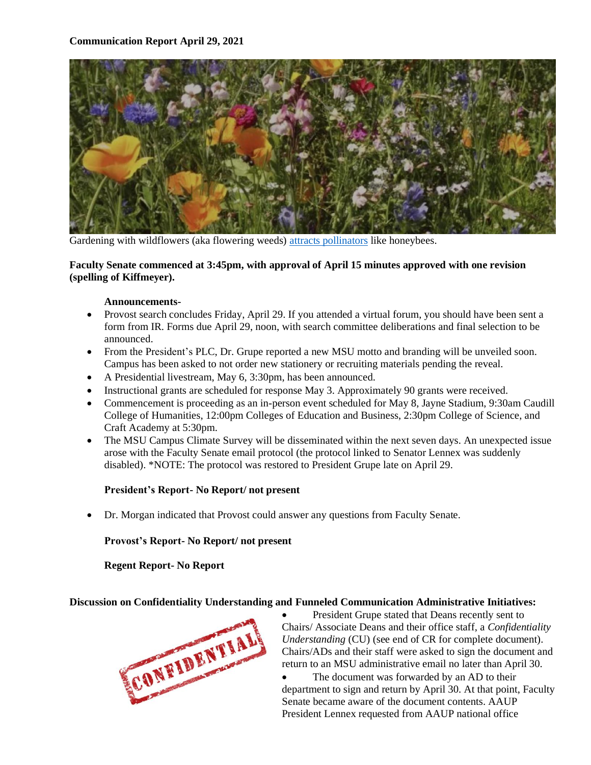**Communication Report April 29, 2021**

Gardening with wildflowers (aka flowering weeds) [attracts pollinators] like honeybees.

**Faculty Senate commenced at 3:45pm, with approval of April 15 minutes approved with one revision (spelling of Kiffmeyer).**

**Announcements-**

- Provost search concludes Friday, April 29. If you attended a virtual forum, you should have been sent a form from IR. Forms due April 29, noon, with search committee deliberations and final selection to be announced.
- From the President's PLC, Dr. Grupe reported a new MSU motto and branding will be unveiled soon. Campus has been asked to not order new stationery or recruiting materials pending the reveal.
- A Presidential livestream, May 6, 3:30pm, has been announced.
- Instructional grants are scheduled for response May 3. Approximately 90 grants were received.
- Commencement is proceeding as an in-person event scheduled for May 8, Jayne Stadium, 9:30am Caudill College of Humanities, 12:00pm Colleges of Education and Business, 2:30pm College of Science, and Craft Academy at 5:30pm.
- The MSU Campus Climate Survey will be disseminated within the next seven days. An unexpected issue arose with the Faculty Senate email protocol (the protocol linked to Senator Lennex was suddenly disabled). *NOTE: The protocol was restored to President Grupe late on April 29.

**President's Report- No Report/ not present**

- Dr. Morgan indicated that Provost could answer any questions from Faculty Senate.

**Provost's Report- No Report/ not present**

**Regent Report- No Report**

**Discussion on Confidentiality Understanding and Funneled Communication Administrative Initiatives:**

- President Grupe stated that Deans recently sent to Chairs/ Associate Deans and their office staff, a *Confidentiality Understanding* (CU) (see end of CR for complete document). Chairs/ADs and their staff were asked to sign the document and return to an MSU administrative email no later than April 30.
- The document was forwarded by an AD to their department to sign and return by April 30. At that point, Faculty Senate became aware of the document contents. AAUP President Lennex requested from AAUP national office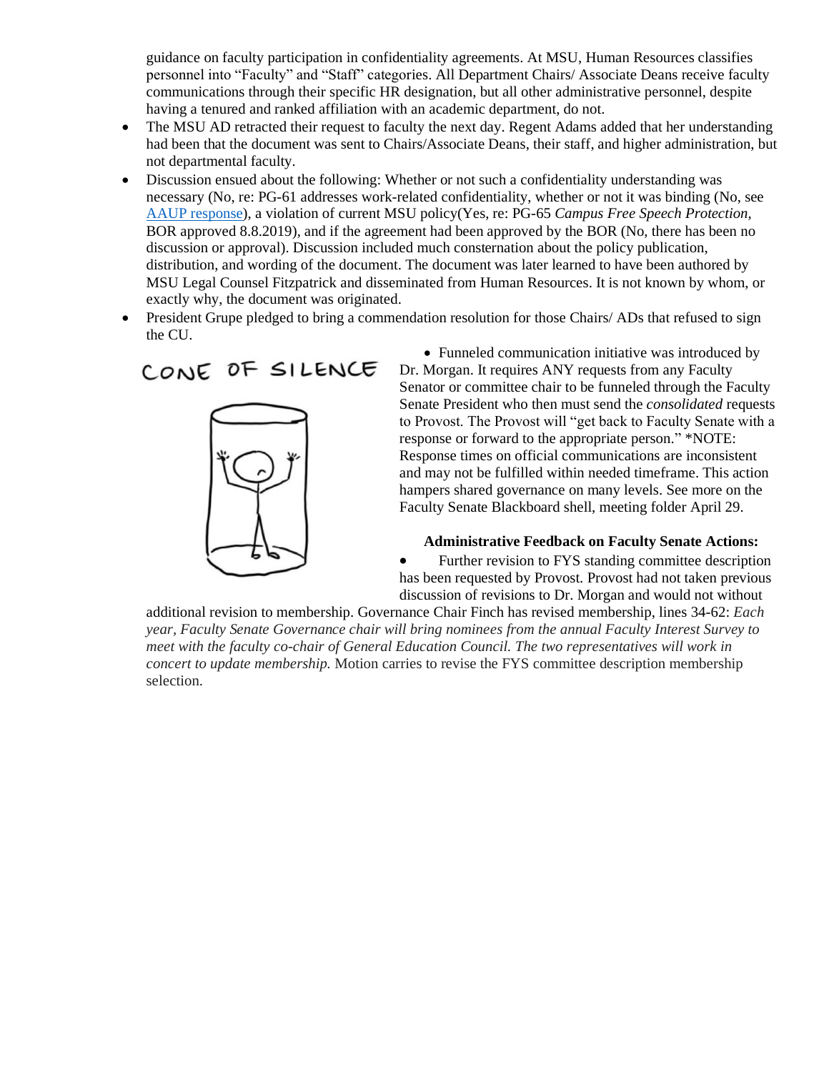guidance on faculty participation in confidentiality agreements. At MSU, Human Resources classifies personnel into "Faculty" and "Staff" categories. All Department Chairs/ Associate Deans receive faculty communications through their specific HR designation, but all other administrative personnel, despite having a tenured and ranked affiliation with an academic department, do not.

- The MSU AD retracted their request to faculty the next day. Regent Adams added that her understanding had been that the document was sent to Chairs/Associate Deans, their staff, and higher administration, but not departmental faculty.
- Discussion ensued about the following: Whether or not such a confidentiality understanding was necessary (No, re: PG-61 addresses work-related confidentiality, whether or not it was binding (No, see AAUP response), a violation of current MSU policy(Yes, re: PG-65 *Campus Free Speech Protection*, BOR approved 8.8.2019), and if the agreement had been approved by the BOR (No, there has been no discussion or approval). Discussion included much consternation about the policy publication, distribution, and wording of the document. The document was later learned to have been authored by MSU Legal Counsel Fitzpatrick and disseminated from Human Resources. It is not known by whom, or exactly why, the document was originated.
- President Grupe pledged to bring a commendation resolution for those Chairs/ ADs that refused to sign the CU.
- Funneled communication initiative was introduced by Dr. Morgan. It requires ANY requests from any Faculty Senator or committee chair to be funneled through the Faculty Senate President who then must send the *consolidated* requests to Provost. The Provost will "get back to Faculty Senate with a response or forward to the appropriate person." *NOTE: Response times on official communications are inconsistent and may not be fulfilled within needed timeframe. This action hampers shared governance on many levels. See more on the Faculty Senate Blackboard shell, meeting folder April 29.

**Administrative Feedback on Faculty Senate Actions:**

- Further revision to FYS standing committee description has been requested by Provost. Provost had not taken previous discussion of revisions to Dr. Morgan and would not without additional revision to membership. Governance Chair Finch has revised membership, lines 34-62: *Each year, Faculty Senate Governance chair will bring nominees from the annual Faculty Interest Survey to meet with the faculty co-chair of General Education Council. The two representatives will work in concert to update membership.* Motion carries to revise the FYS committee description membership selection.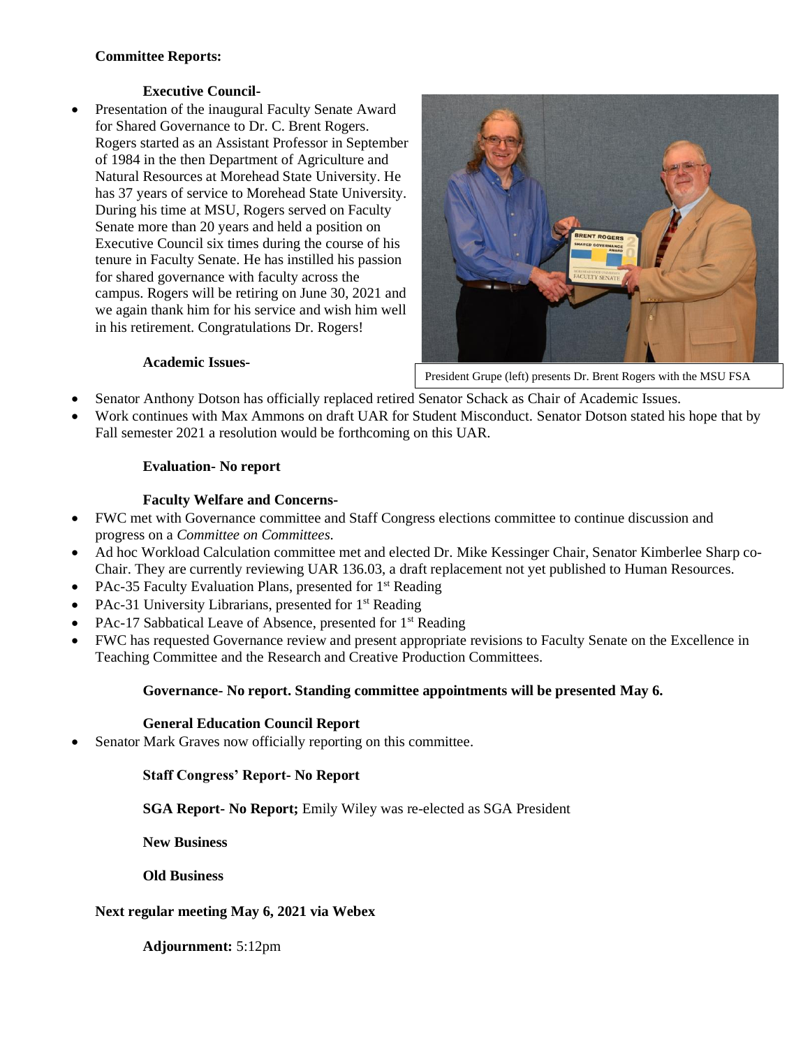**Committee Reports:**

**Executive Council-**

- Presentation of the inaugural Faculty Senate Award for Shared Governance to Dr. C. Brent Rogers. Rogers started as an Assistant Professor in September of 1984 in the then Department of Agriculture and Natural Resources at Morehead State University. He has 37 years of service to Morehead State University. During his time at MSU, Rogers served on Faculty Senate more than 20 years and held a position on Executive Council six times during the course of his tenure in Faculty Senate. He has instilled his passion for shared governance with faculty across the campus. Rogers will be retiring on June 30, 2021 and we again thank him for his service and wish him well in his retirement. Congratulations Dr. Rogers!

President Grupe (left) presents Dr. Brent Rogers with the MSU FSA

**Academic Issues-**

- Senator Anthony Dotson has officially replaced retired Senator Schack as Chair of Academic Issues.
- Work continues with Max Ammons on draft UAR for Student Misconduct. Senator Dotson stated his hope that by Fall semester 2021 a resolution would be forthcoming on this UAR.

**Evaluation- No report**

**Faculty Welfare and Concerns-**

- FWC met with Governance committee and Staff Congress elections committee to continue discussion and progress on a *Committee on Committees.*
- Ad hoc Workload Calculation committee met and elected Dr. Mike Kessinger Chair, Senator Kimberlee Sharp co-Chair. They are currently reviewing UAR 136.03, a draft replacement not yet published to Human Resources.
- PAc-35 Faculty Evaluation Plans, presented for 1st Reading
- PAc-31 University Librarians, presented for 1st Reading
- PAc-17 Sabbatical Leave of Absence, presented for 1st Reading
- FWC has requested Governance review and present appropriate revisions to Faculty Senate on the Excellence in Teaching Committee and the Research and Creative Production Committees.

**Governance- No report. Standing committee appointments will be presented May 6.**

**General Education Council Report**

- Senator Mark Graves now officially reporting on this committee.

**Staff Congress' Report- No Report**

**SGA Report- No Report;** Emily Wiley was re-elected as SGA President

**New Business**

**Old Business**

**Next regular meeting May 6, 2021 via Webex**

**Adjournment:** 5:12pm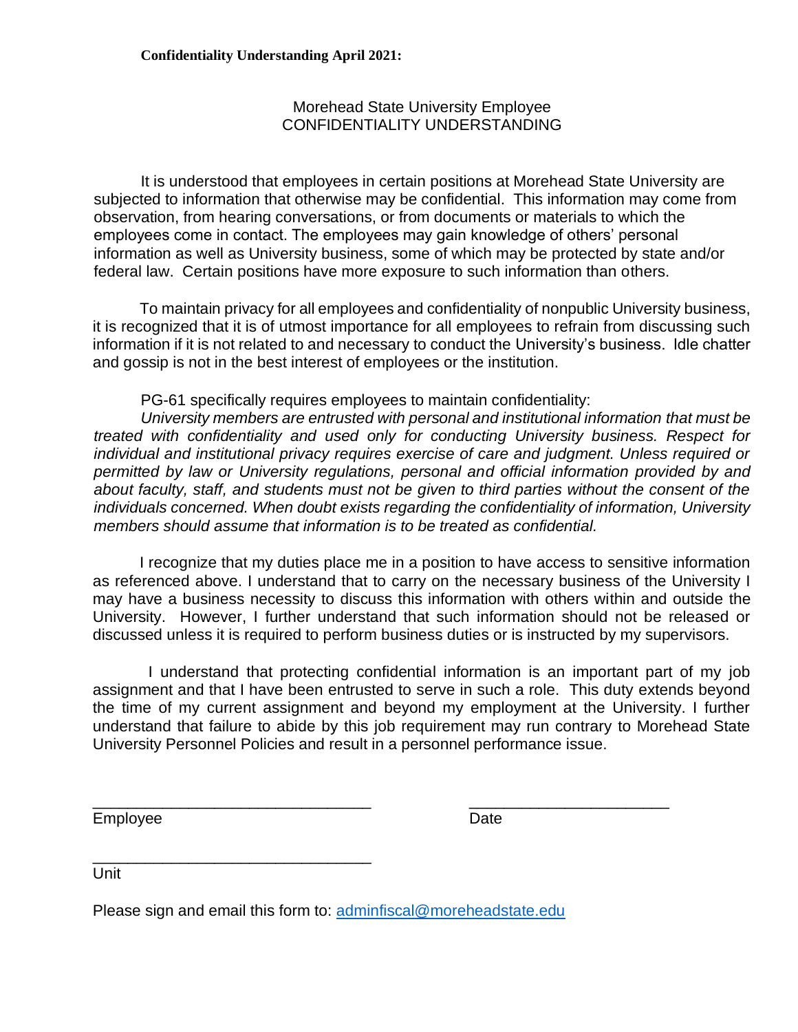**Confidentiality Understanding April 2021:**

Morehead State University Employee
CONFIDENTIALITY UNDERSTANDING

It is understood that employees in certain positions at Morehead State University are subjected to information that otherwise may be confidential. This information may come from observation, from hearing conversations, or from documents or materials to which the employees come in contact. The employees may gain knowledge of others' personal information as well as University business, some of which may be protected by state and/or federal law. Certain positions have more exposure to such information than others.

To maintain privacy for all employees and confidentiality of nonpublic University business, it is recognized that it is of utmost importance for all employees to refrain from discussing such information if it is not related to and necessary to conduct the University's business. Idle chatter and gossip is not in the best interest of employees or the institution.

PG-61 specifically requires employees to maintain confidentiality:

*University members are entrusted with personal and institutional information that must be treated with confidentiality and used only for conducting University business. Respect for individual and institutional privacy requires exercise of care and judgment. Unless required or permitted by law or University regulations, personal and official information provided by and about faculty, staff, and students must not be given to third parties without the consent of the individuals concerned. When doubt exists regarding the confidentiality of information, University members should assume that information is to be treated as confidential.*

I recognize that my duties place me in a position to have access to sensitive information as referenced above. I understand that to carry on the necessary business of the University I may have a business necessity to discuss this information with others within and outside the University. However, I further understand that such information should not be released or discussed unless it is required to perform business duties or is instructed by my supervisors.

I understand that protecting confidential information is an important part of my job assignment and that I have been entrusted to serve in such a role. This duty extends beyond the time of my current assignment and beyond my employment at the University. I further understand that failure to abide by this job requirement may run contrary to Morehead State University Personnel Policies and result in a personnel performance issue.

________________________________ ________________________
Employee Date

________________________________
Unit

Please sign and email this form to: adminfiscal@moreheadstate.edu